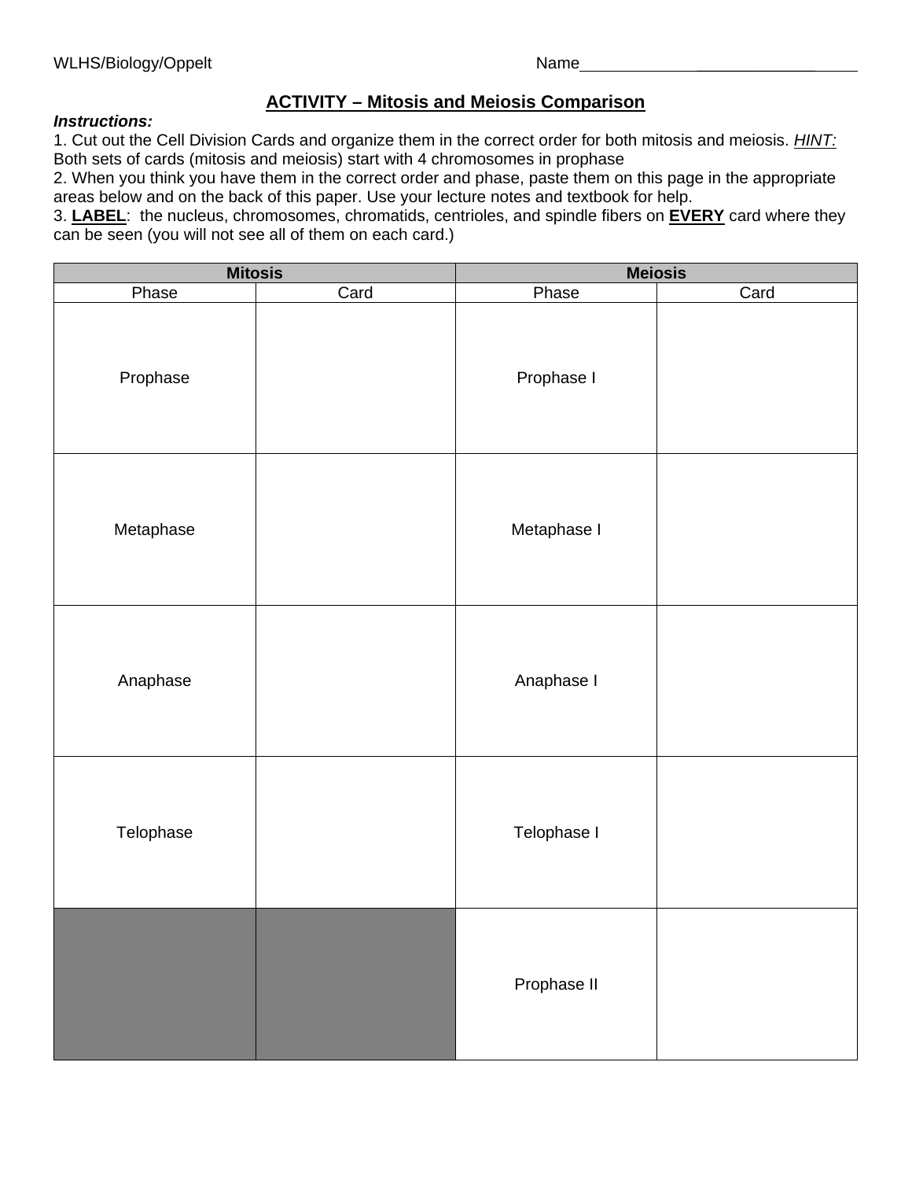WLHS/Biology/Oppelt Name______________________________

## ACTIVITY – Mitosis and Meiosis Comparison

***Instructions:***

1. Cut out the Cell Division Cards and organize them in the correct order for both mitosis and meiosis. *HINT:* Both sets of cards (mitosis and meiosis) start with 4 chromosomes in prophase
2. When you think you have them in the correct order and phase, paste them on this page in the appropriate areas below and on the back of this paper. Use your lecture notes and textbook for help.
3. **LABEL**: the nucleus, chromosomes, chromatids, centrioles, and spindle fibers on **EVERY** card where they can be seen (you will not see all of them on each card.)

| **Mitosis** | | **Meiosis** | |
|---|---|---|---|
| Phase | Card | Phase | Card |
| Prophase | | Prophase I | |
| Metaphase | | Metaphase I | |
| Anaphase | | Anaphase I | |
| Telophase | | Telophase I | |
| | | Prophase II | |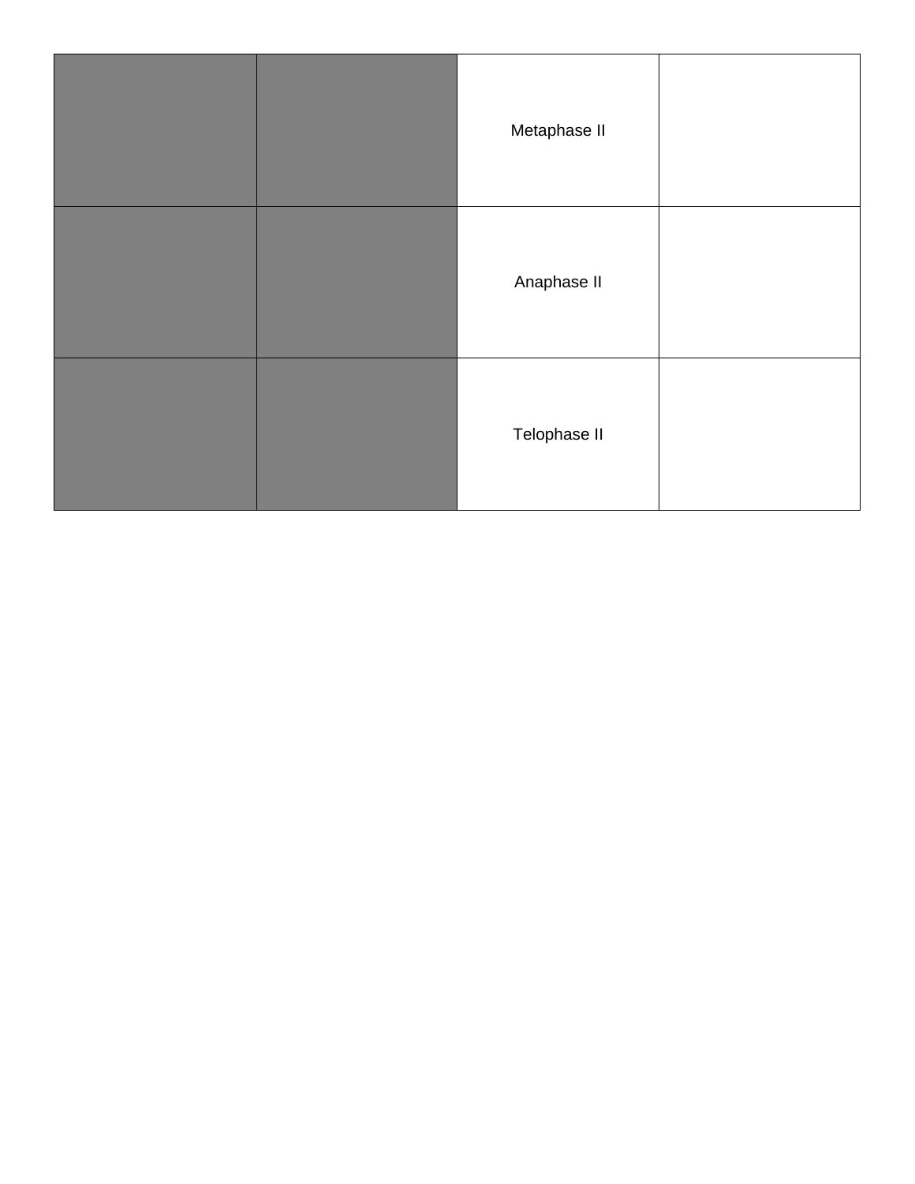| | | | |
|---|---|---|---|
| | | Metaphase II | |
| | | Anaphase II | |
| | | Telophase II | |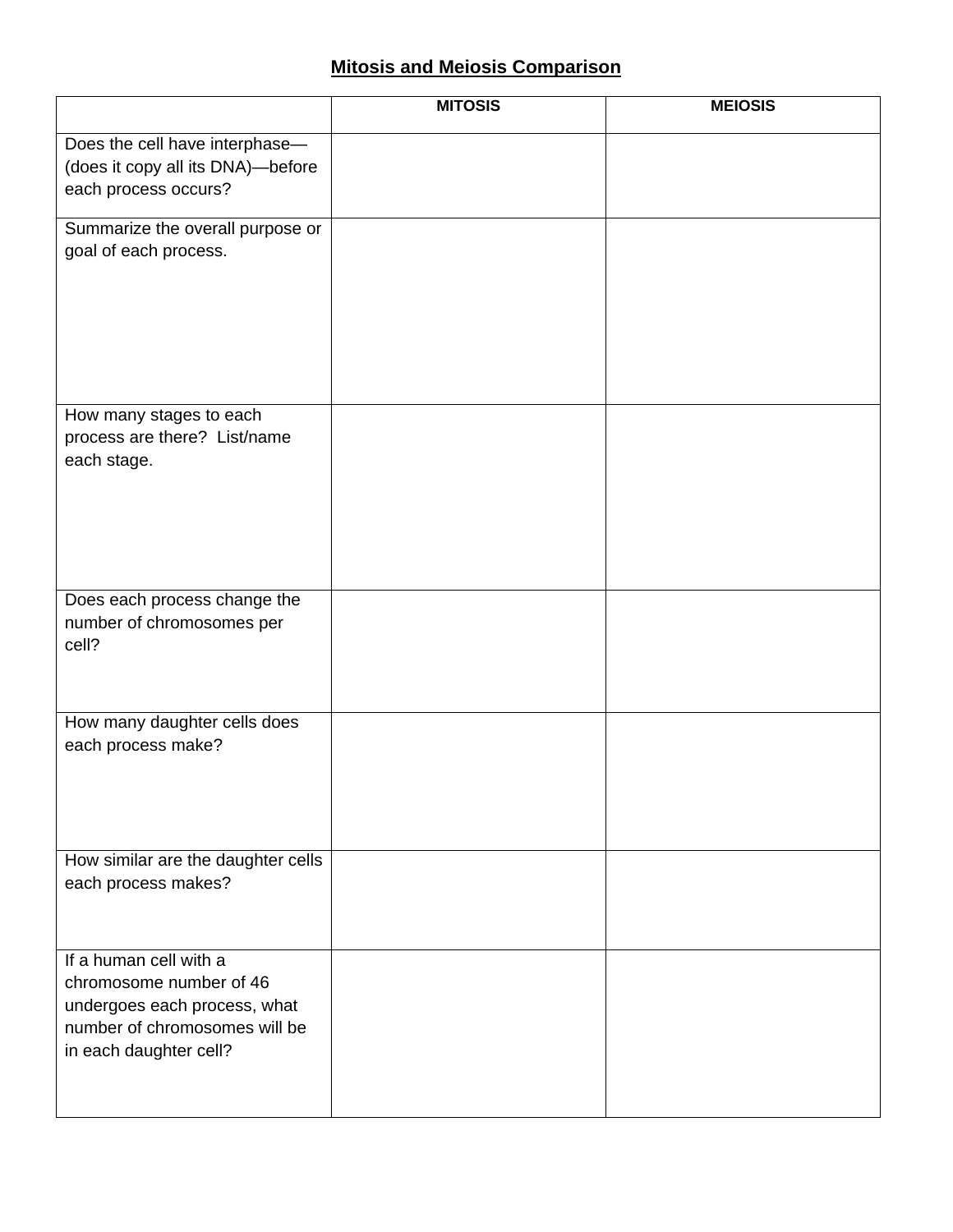# Mitosis and Meiosis Comparison

| | MITOSIS | MEIOSIS |
|---|---|---|
| Does the cell have interphase—(does it copy all its DNA)—before each process occurs? | | |
| Summarize the overall purpose or goal of each process. | | |
| How many stages to each process are there? List/name each stage. | | |
| Does each process change the number of chromosomes per cell? | | |
| How many daughter cells does each process make? | | |
| How similar are the daughter cells each process makes? | | |
| If a human cell with a chromosome number of 46 undergoes each process, what number of chromosomes will be in each daughter cell? | | |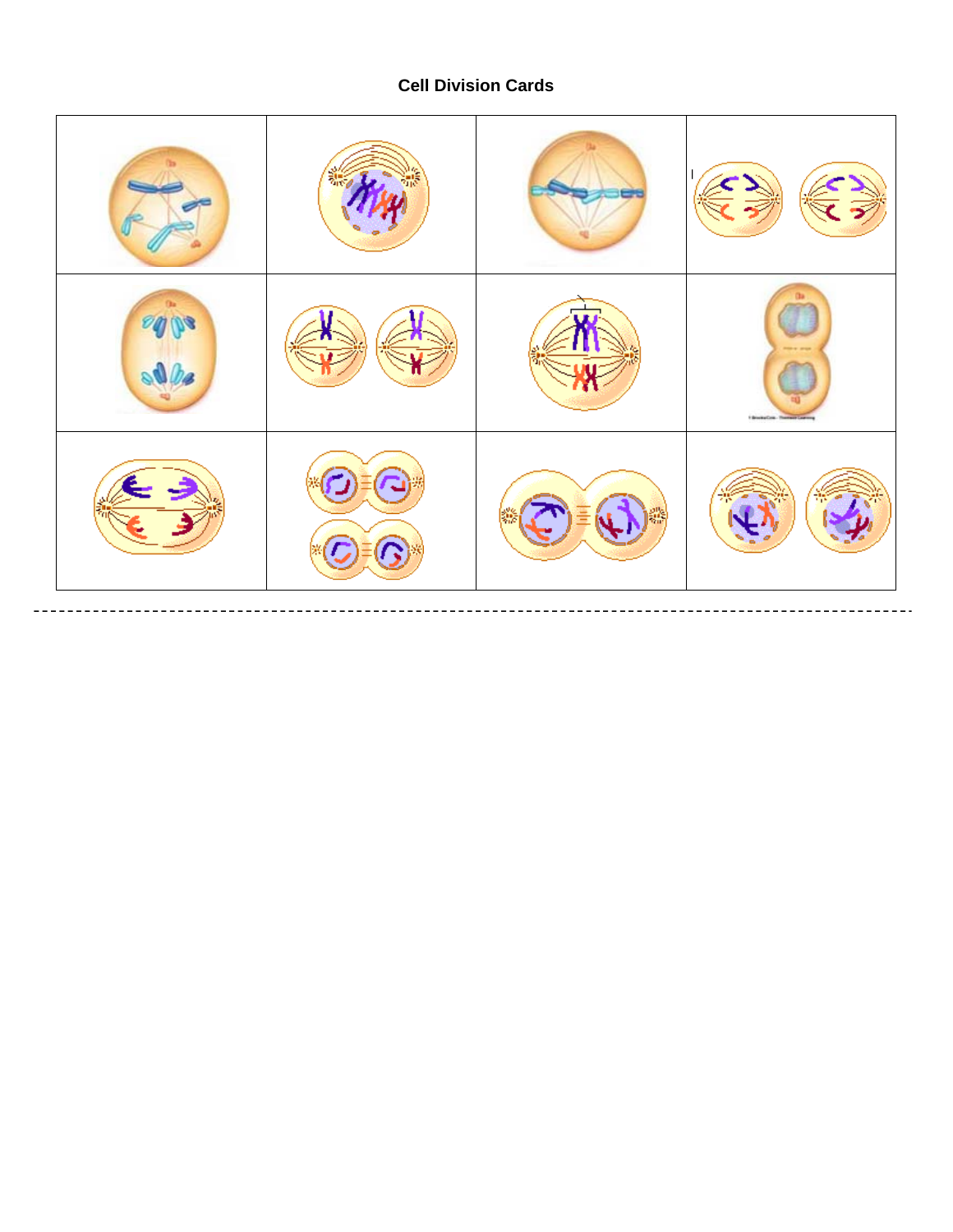**Cell Division Cards**